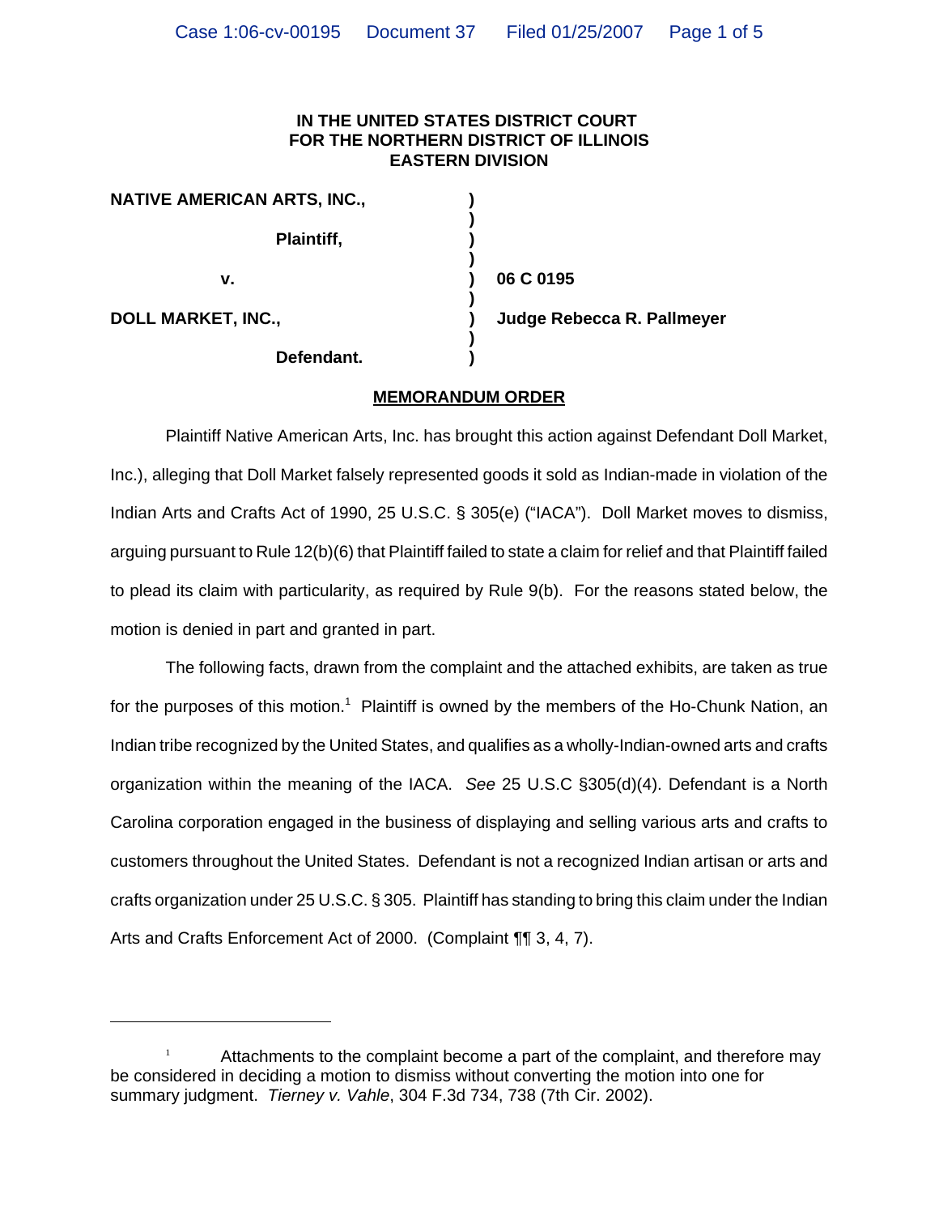**IN THE UNITED STATES DISTRICT COURT**
**FOR THE NORTHERN DISTRICT OF ILLINOIS**
**EASTERN DIVISION**

| | | |
|---|---|---|
| **NATIVE AMERICAN ARTS, INC.,** | ) | |
| | ) | |
| **Plaintiff,** | ) | |
| | ) | |
| **v.** | ) | **06 C 0195** |
| | ) | |
| **DOLL MARKET, INC.,** | ) | **Judge Rebecca R. Pallmeyer** |
| | ) | |
| **Defendant.** | ) | |

## MEMORANDUM ORDER

Plaintiff Native American Arts, Inc. has brought this action against Defendant Doll Market, Inc.), alleging that Doll Market falsely represented goods it sold as Indian-made in violation of the Indian Arts and Crafts Act of 1990, 25 U.S.C. § 305(e) ("IACA"). Doll Market moves to dismiss, arguing pursuant to Rule 12(b)(6) that Plaintiff failed to state a claim for relief and that Plaintiff failed to plead its claim with particularity, as required by Rule 9(b). For the reasons stated below, the motion is denied in part and granted in part.

The following facts, drawn from the complaint and the attached exhibits, are taken as true for the purposes of this motion.[1] Plaintiff is owned by the members of the Ho-Chunk Nation, an Indian tribe recognized by the United States, and qualifies as a wholly-Indian-owned arts and crafts organization within the meaning of the IACA. *See* 25 U.S.C §305(d)(4). Defendant is a North Carolina corporation engaged in the business of displaying and selling various arts and crafts to customers throughout the United States. Defendant is not a recognized Indian artisan or arts and crafts organization under 25 U.S.C. § 305. Plaintiff has standing to bring this claim under the Indian Arts and Crafts Enforcement Act of 2000. (Complaint ¶¶ 3, 4, 7).

---

[1] Attachments to the complaint become a part of the complaint, and therefore may be considered in deciding a motion to dismiss without converting the motion into one for summary judgment. *Tierney v. Vahle*, 304 F.3d 734, 738 (7th Cir. 2002).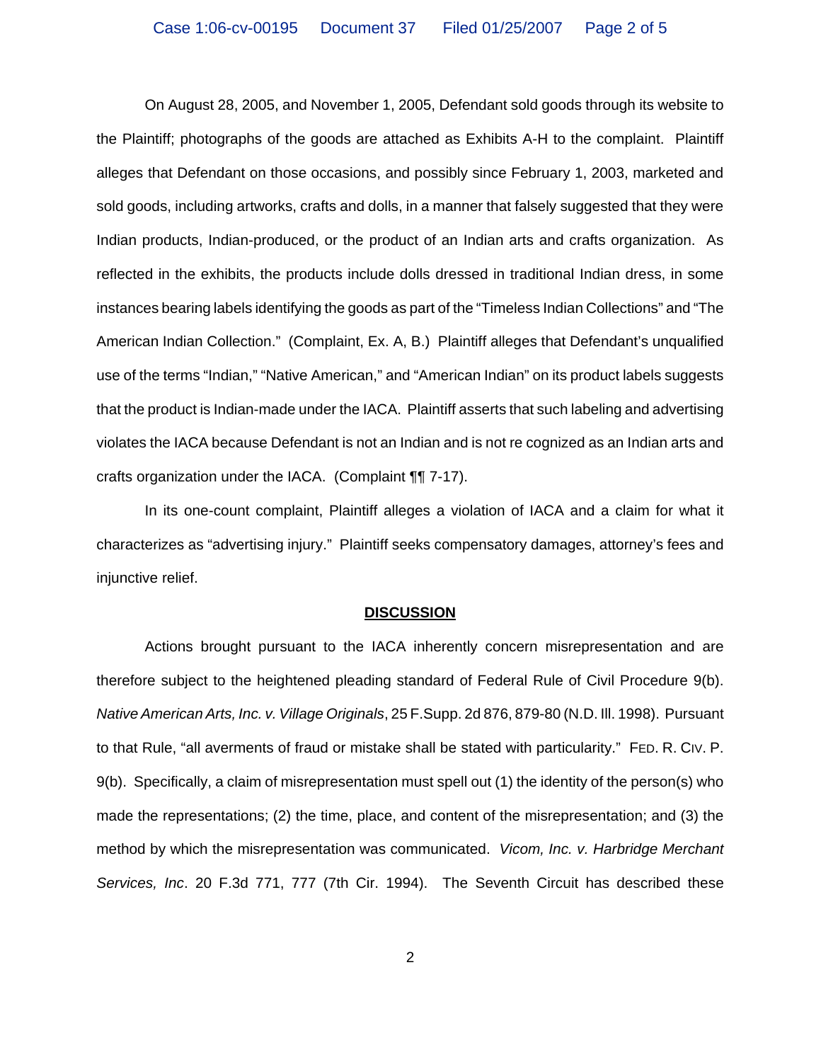On August 28, 2005, and November 1, 2005, Defendant sold goods through its website to the Plaintiff; photographs of the goods are attached as Exhibits A-H to the complaint. Plaintiff alleges that Defendant on those occasions, and possibly since February 1, 2003, marketed and sold goods, including artworks, crafts and dolls, in a manner that falsely suggested that they were Indian products, Indian-produced, or the product of an Indian arts and crafts organization. As reflected in the exhibits, the products include dolls dressed in traditional Indian dress, in some instances bearing labels identifying the goods as part of the "Timeless Indian Collections" and "The American Indian Collection." (Complaint, Ex. A, B.) Plaintiff alleges that Defendant's unqualified use of the terms "Indian," "Native American," and "American Indian" on its product labels suggests that the product is Indian-made under the IACA. Plaintiff asserts that such labeling and advertising violates the IACA because Defendant is not an Indian and is not re cognized as an Indian arts and crafts organization under the IACA. (Complaint ¶¶ 7-17).

In its one-count complaint, Plaintiff alleges a violation of IACA and a claim for what it characterizes as "advertising injury." Plaintiff seeks compensatory damages, attorney's fees and injunctive relief.

**DISCUSSION**

Actions brought pursuant to the IACA inherently concern misrepresentation and are therefore subject to the heightened pleading standard of Federal Rule of Civil Procedure 9(b). *Native American Arts, Inc. v. Village Originals*, 25 F.Supp. 2d 876, 879-80 (N.D. Ill. 1998). Pursuant to that Rule, "all averments of fraud or mistake shall be stated with particularity." FED. R. CIV. P. 9(b). Specifically, a claim of misrepresentation must spell out (1) the identity of the person(s) who made the representations; (2) the time, place, and content of the misrepresentation; and (3) the method by which the misrepresentation was communicated. *Vicom, Inc. v. Harbridge Merchant Services, Inc*. 20 F.3d 771, 777 (7th Cir. 1994). The Seventh Circuit has described these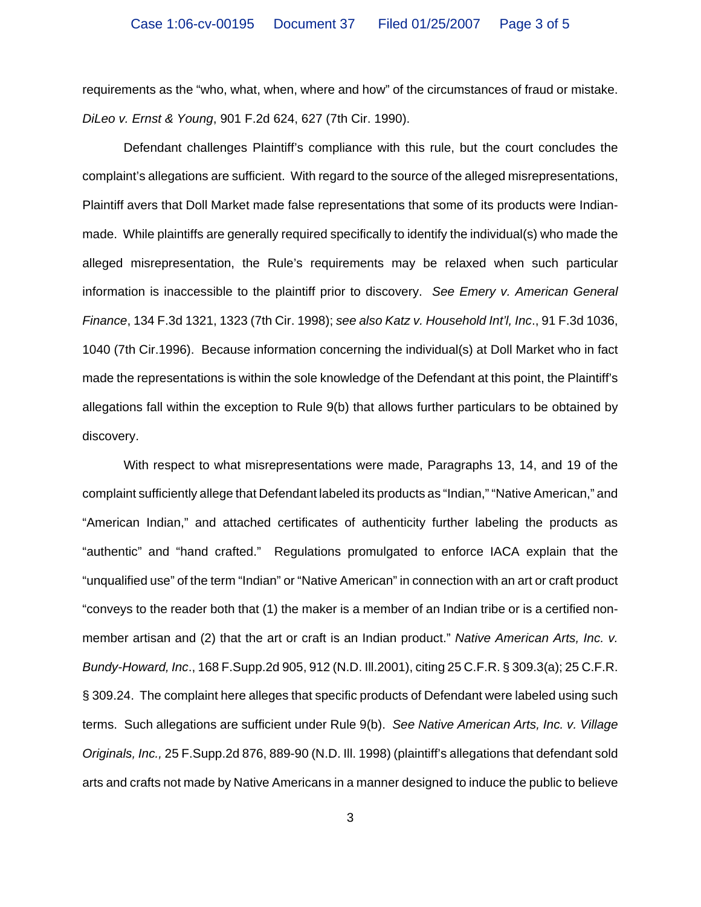requirements as the "who, what, when, where and how" of the circumstances of fraud or mistake. *DiLeo v. Ernst & Young*, 901 F.2d 624, 627 (7th Cir. 1990).

Defendant challenges Plaintiff's compliance with this rule, but the court concludes the complaint's allegations are sufficient. With regard to the source of the alleged misrepresentations, Plaintiff avers that Doll Market made false representations that some of its products were Indian-made. While plaintiffs are generally required specifically to identify the individual(s) who made the alleged misrepresentation, the Rule's requirements may be relaxed when such particular information is inaccessible to the plaintiff prior to discovery. *See Emery v. American General Finance*, 134 F.3d 1321, 1323 (7th Cir. 1998); *see also Katz v. Household Int'l, Inc*., 91 F.3d 1036, 1040 (7th Cir.1996). Because information concerning the individual(s) at Doll Market who in fact made the representations is within the sole knowledge of the Defendant at this point, the Plaintiff's allegations fall within the exception to Rule 9(b) that allows further particulars to be obtained by discovery.

With respect to what misrepresentations were made, Paragraphs 13, 14, and 19 of the complaint sufficiently allege that Defendant labeled its products as "Indian," "Native American," and "American Indian," and attached certificates of authenticity further labeling the products as "authentic" and "hand crafted." Regulations promulgated to enforce IACA explain that the "unqualified use" of the term "Indian" or "Native American" in connection with an art or craft product "conveys to the reader both that (1) the maker is a member of an Indian tribe or is a certified non-member artisan and (2) that the art or craft is an Indian product." *Native American Arts, Inc. v. Bundy-Howard, Inc*., 168 F.Supp.2d 905, 912 (N.D. Ill.2001), citing 25 C.F.R. § 309.3(a); 25 C.F.R. § 309.24. The complaint here alleges that specific products of Defendant were labeled using such terms. Such allegations are sufficient under Rule 9(b). *See Native American Arts, Inc. v. Village Originals, Inc.,* 25 F.Supp.2d 876, 889-90 (N.D. Ill. 1998) (plaintiff's allegations that defendant sold arts and crafts not made by Native Americans in a manner designed to induce the public to believe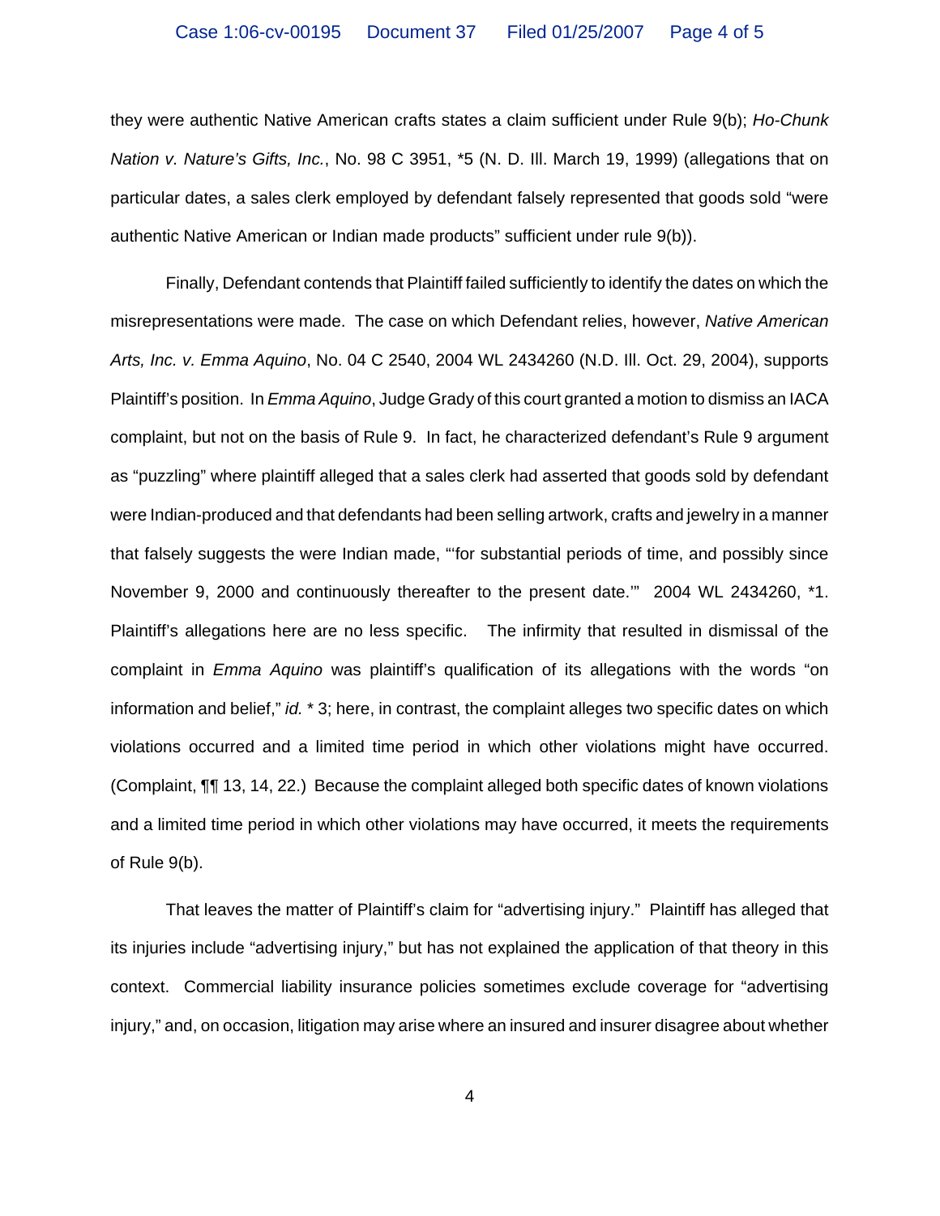they were authentic Native American crafts states a claim sufficient under Rule 9(b); *Ho-Chunk Nation v. Nature's Gifts, Inc.*, No. 98 C 3951, *5 (N. D. Ill. March 19, 1999) (allegations that on particular dates, a sales clerk employed by defendant falsely represented that goods sold "were authentic Native American or Indian made products" sufficient under rule 9(b)).

Finally, Defendant contends that Plaintiff failed sufficiently to identify the dates on which the misrepresentations were made. The case on which Defendant relies, however, *Native American Arts, Inc. v. Emma Aquino*, No. 04 C 2540, 2004 WL 2434260 (N.D. Ill. Oct. 29, 2004), supports Plaintiff's position. In *Emma Aquino*, Judge Grady of this court granted a motion to dismiss an IACA complaint, but not on the basis of Rule 9. In fact, he characterized defendant's Rule 9 argument as "puzzling" where plaintiff alleged that a sales clerk had asserted that goods sold by defendant were Indian-produced and that defendants had been selling artwork, crafts and jewelry in a manner that falsely suggests the were Indian made, "'for substantial periods of time, and possibly since November 9, 2000 and continuously thereafter to the present date.'" 2004 WL 2434260, *1. Plaintiff's allegations here are no less specific. The infirmity that resulted in dismissal of the complaint in *Emma Aquino* was plaintiff's qualification of its allegations with the words "on information and belief," *id.* * 3; here, in contrast, the complaint alleges two specific dates on which violations occurred and a limited time period in which other violations might have occurred. (Complaint, ¶¶ 13, 14, 22.) Because the complaint alleged both specific dates of known violations and a limited time period in which other violations may have occurred, it meets the requirements of Rule 9(b).

That leaves the matter of Plaintiff's claim for "advertising injury." Plaintiff has alleged that its injuries include "advertising injury," but has not explained the application of that theory in this context. Commercial liability insurance policies sometimes exclude coverage for "advertising injury," and, on occasion, litigation may arise where an insured and insurer disagree about whether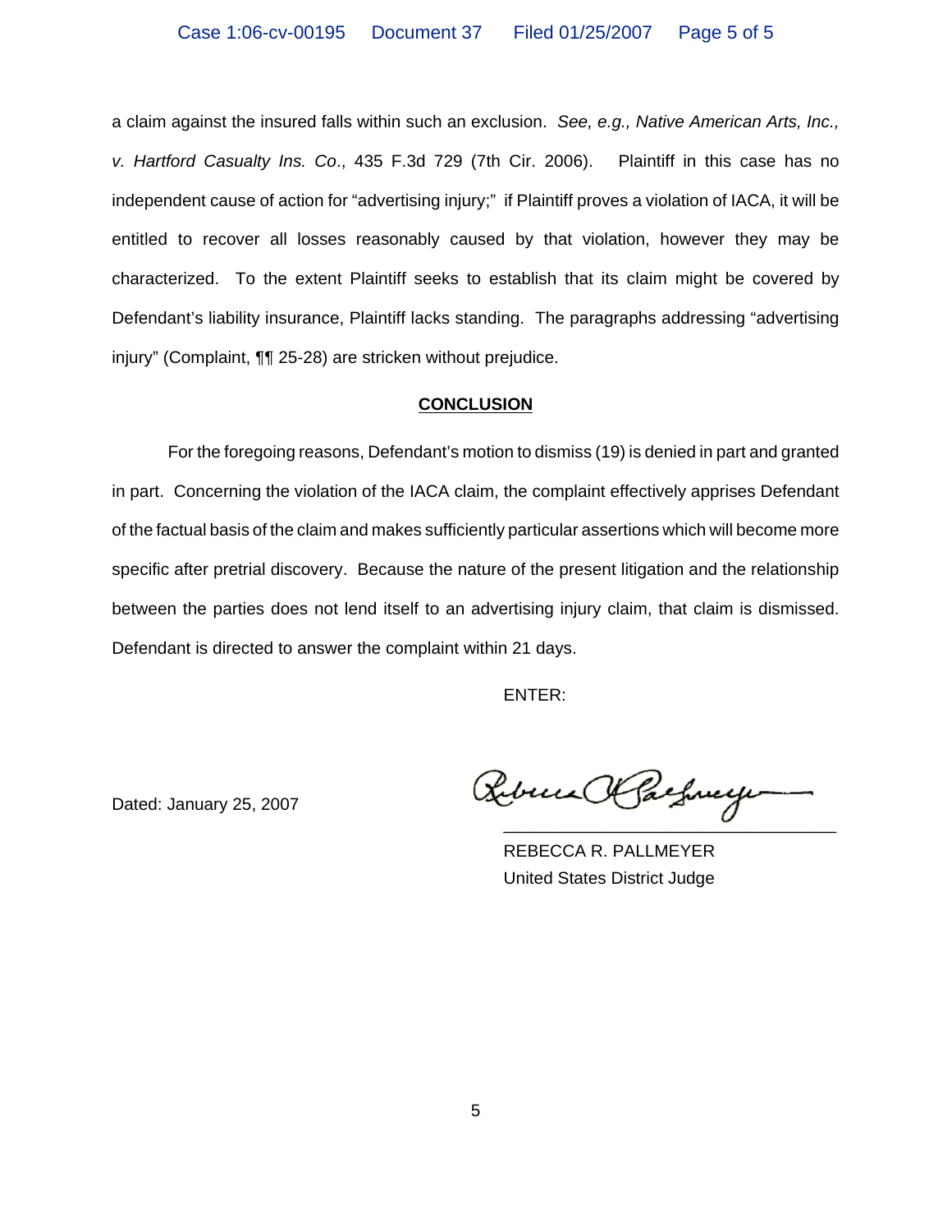a claim against the insured falls within such an exclusion. *See, e.g., Native American Arts, Inc., v. Hartford Casualty Ins. Co*., 435 F.3d 729 (7th Cir. 2006). Plaintiff in this case has no independent cause of action for "advertising injury;" if Plaintiff proves a violation of IACA, it will be entitled to recover all losses reasonably caused by that violation, however they may be characterized. To the extent Plaintiff seeks to establish that its claim might be covered by Defendant's liability insurance, Plaintiff lacks standing. The paragraphs addressing "advertising injury" (Complaint, ¶¶ 25-28) are stricken without prejudice.

## CONCLUSION

For the foregoing reasons, Defendant's motion to dismiss (19) is denied in part and granted in part. Concerning the violation of the IACA claim, the complaint effectively apprises Defendant of the factual basis of the claim and makes sufficiently particular assertions which will become more specific after pretrial discovery. Because the nature of the present litigation and the relationship between the parties does not lend itself to an advertising injury claim, that claim is dismissed. Defendant is directed to answer the complaint within 21 days.

ENTER:

Dated: January 25, 2007

REBECCA R. PALLMEYER
United States District Judge